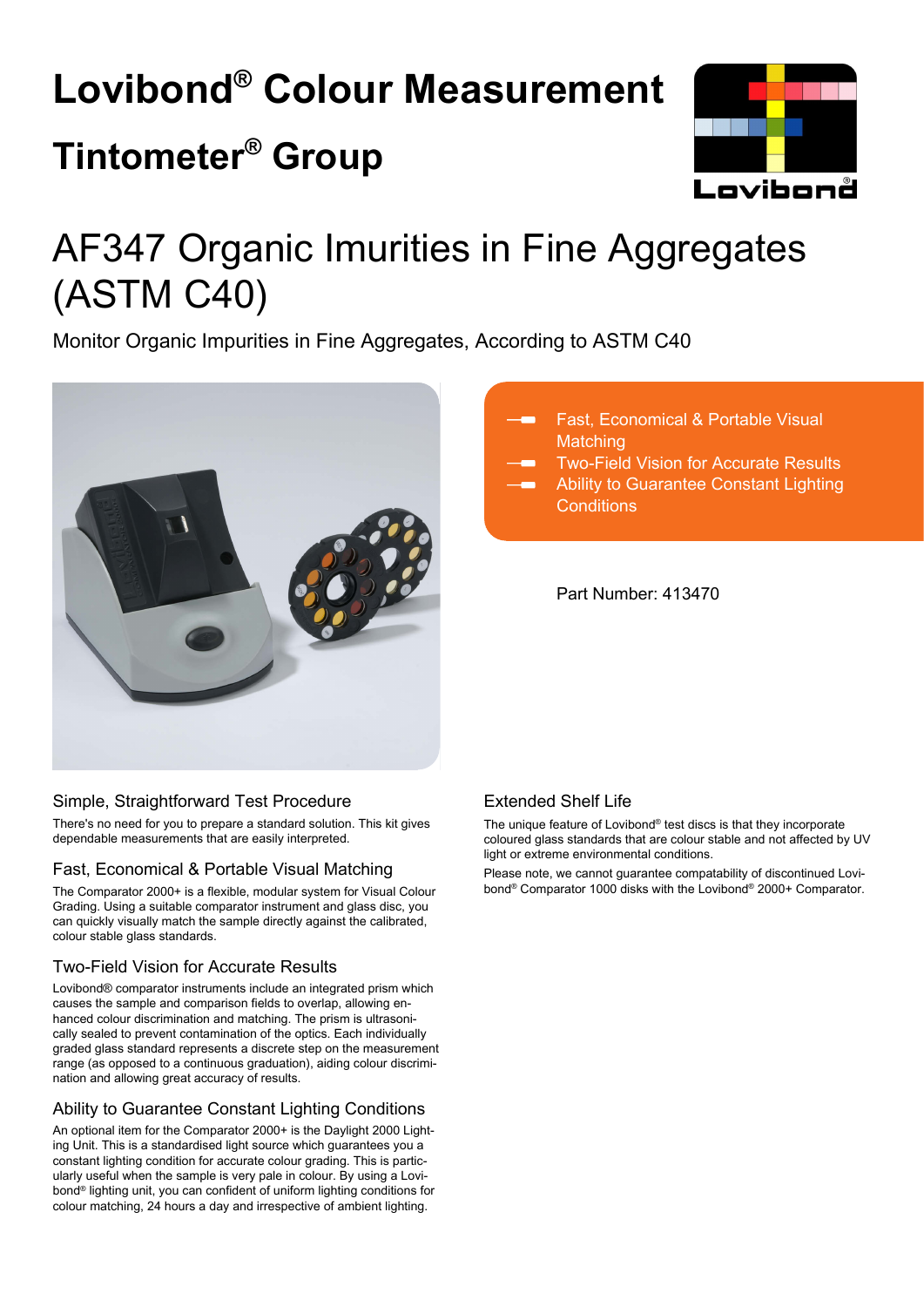# Lovibond® Colour Measurement

## Tintometer® Group

Lovibond

# AF347 Organic Imurities in Fine Aggregates (ASTM C40)

Monitor Organic Impurities in Fine Aggregates, According to ASTM C40

- Fast, Economical & Portable Visual Matching
- Two-Field Vision for Accurate Results
- Ability to Guarantee Constant Lighting Conditions

Part Number: 413470

### Simple, Straightforward Test Procedure

There's no need for you to prepare a standard solution. This kit gives dependable measurements that are easily interpreted.

### Fast, Economical & Portable Visual Matching

The Comparator 2000+ is a flexible, modular system for Visual Colour Grading. Using a suitable comparator instrument and glass disc, you can quickly visually match the sample directly against the calibrated, colour stable glass standards.

### Two-Field Vision for Accurate Results

Lovibond® comparator instruments include an integrated prism which causes the sample and comparison fields to overlap, allowing enhanced colour discrimination and matching. The prism is ultrasonically sealed to prevent contamination of the optics. Each individually graded glass standard represents a discrete step on the measurement range (as opposed to a continuous graduation), aiding colour discrimination and allowing great accuracy of results.

### Ability to Guarantee Constant Lighting Conditions

An optional item for the Comparator 2000+ is the Daylight 2000 Lighting Unit. This is a standardised light source which guarantees you a constant lighting condition for accurate colour grading. This is particularly useful when the sample is very pale in colour. By using a Lovibond® lighting unit, you can confident of uniform lighting conditions for colour matching, 24 hours a day and irrespective of ambient lighting.

### Extended Shelf Life

The unique feature of Lovibond® test discs is that they incorporate coloured glass standards that are colour stable and not affected by UV light or extreme environmental conditions.

Please note, we cannot guarantee compatability of discontinued Lovibond® Comparator 1000 disks with the Lovibond® 2000+ Comparator.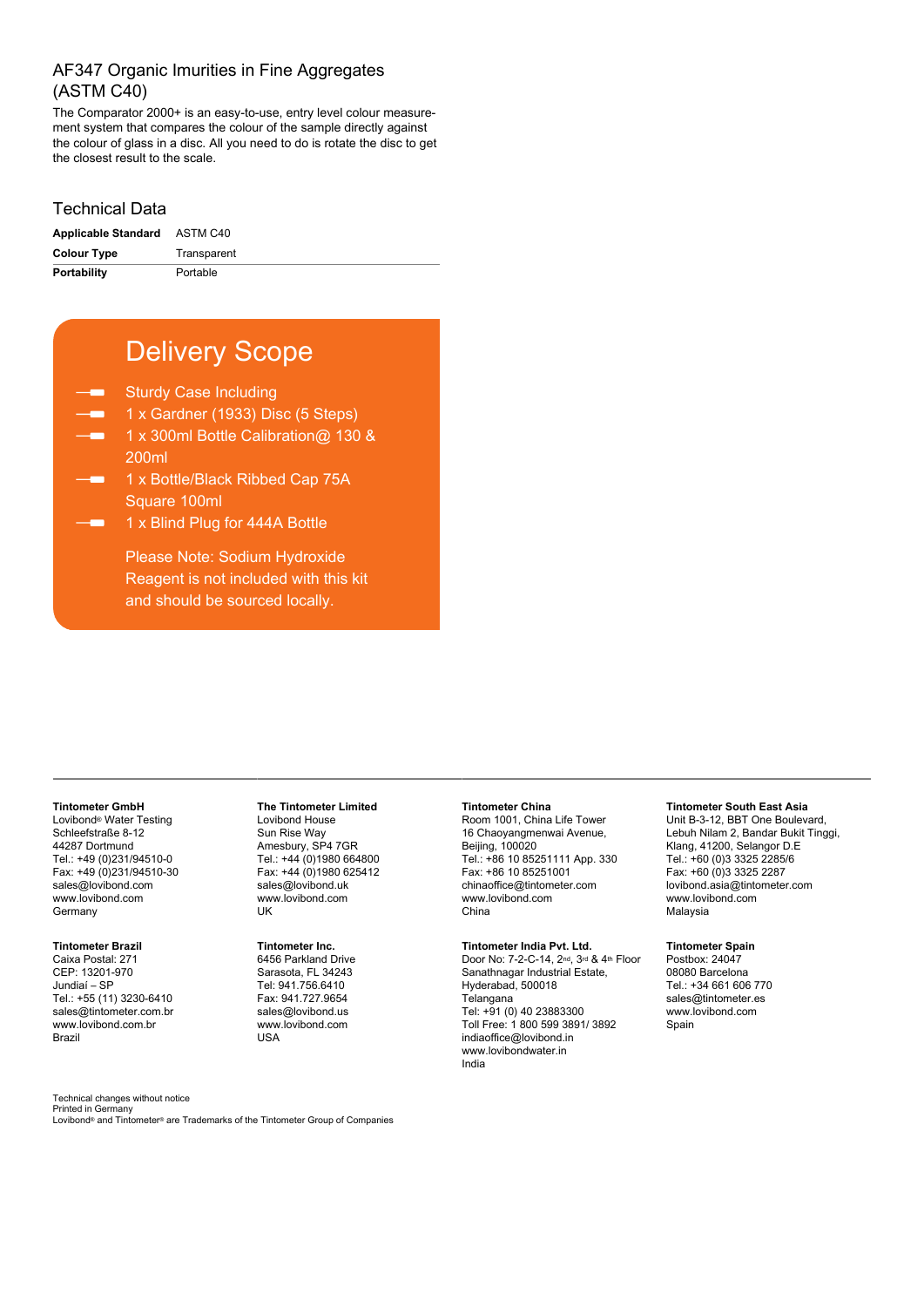## AF347 Organic Imurities in Fine Aggregates (ASTM C40)

The Comparator 2000+ is an easy-to-use, entry level colour measurement system that compares the colour of the sample directly against the colour of glass in a disc. All you need to do is rotate the disc to get the closest result to the scale.

### Technical Data

| | |
|---|---|
| **Applicable Standard** | ASTM C40 |
| **Colour Type** | Transparent |
| **Portability** | Portable |

### Delivery Scope

- Sturdy Case Including
- 1 x Gardner (1933) Disc (5 Steps)
- 1 x 300ml Bottle Calibration@ 130 & 200ml
- 1 x Bottle/Black Ribbed Cap 75A Square 100ml
- 1 x Blind Plug for 444A Bottle

Please Note: Sodium Hydroxide Reagent is not included with this kit and should be sourced locally.

**Tintometer GmbH**
Lovibond® Water Testing
Schleefstraße 8-12
44287 Dortmund
Tel.: +49 (0)231/94510-0
Fax: +49 (0)231/94510-30
sales@lovibond.com
www.lovibond.com
Germany

**The Tintometer Limited**
Lovibond House
Sun Rise Way
Amesbury, SP4 7GR
Tel.: +44 (0)1980 664800
Fax: +44 (0)1980 625412
sales@lovibond.uk
www.lovibond.com
UK

**Tintometer China**
Room 1001, China Life Tower
16 Chaoyangmenwai Avenue,
Beijing, 100020
Tel.: +86 10 85251111 App. 330
Fax: +86 10 85251001
chinaoffice@tintometer.com
www.lovibond.com
China

**Tintometer South East Asia**
Unit B-3-12, BBT One Boulevard,
Lebuh Nilam 2, Bandar Bukit Tinggi,
Klang, 41200, Selangor D.E
Tel.: +60 (0)3 3325 2285/6
Fax: +60 (0)3 3325 2287
lovibond.asia@tintometer.com
www.lovibond.com
Malaysia

**Tintometer Brazil**
Caixa Postal: 271
CEP: 13201-970
Jundiaí – SP
Tel.: +55 (11) 3230-6410
sales@tintometer.com.br
www.lovibond.com.br
Brazil

**Tintometer Inc.**
6456 Parkland Drive
Sarasota, FL 34243
Tel: 941.756.6410
Fax: 941.727.9654
sales@lovibond.us
www.lovibond.com
USA

**Tintometer India Pvt. Ltd.**
Door No: 7-2-C-14, 2nd, 3rd & 4th Floor
Sanathnagar Industrial Estate,
Hyderabad, 500018
Telangana
Tel: +91 (0) 40 23883300
Toll Free: 1 800 599 3891/ 3892
indiaoffice@lovibond.in
www.lovibondwater.in
India

**Tintometer Spain**
Postbox: 24047
08080 Barcelona
Tel.: +34 661 606 770
sales@tintometer.es
www.lovibond.com
Spain

Technical changes without notice
Printed in Germany
Lovibond® and Tintometer® are Trademarks of the Tintometer Group of Companies